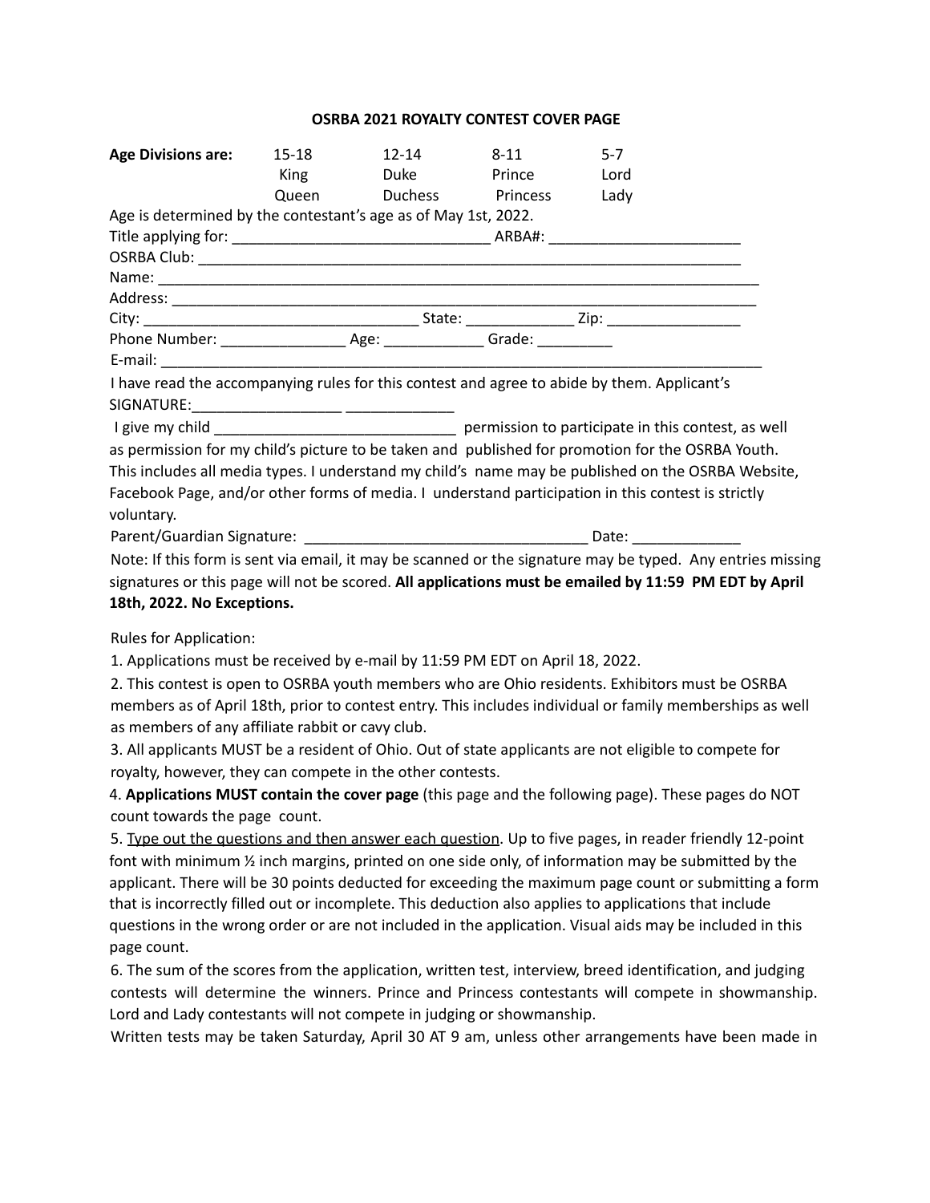**OSRBA 2021 ROYALTY CONTEST COVER PAGE**

| **Age Divisions are:** | 15-18 | 12-14 | 8-11 | 5-7 |
|---|---|---|---|---|
| | King | Duke | Prince | Lord |
| | Queen | Duchess | Princess | Lady |

Age is determined by the contestant's age as of May 1st, 2022.

Title applying for: _______________________________ ARBA#: _______________________

OSRBA Club: ____________________________________________________________________

Name: _________________________________________________________________________

Address: _______________________________________________________________________

City: _________________________________ State: _____________ Zip: ________________

Phone Number: _______________ Age: ____________ Grade: _________

E-mail: _________________________________________________________________________

I have read the accompanying rules for this contest and agree to abide by them. Applicant's SIGNATURE:__________________ _____________

I give my child ______________________________ permission to participate in this contest, as well as permission for my child's picture to be taken and published for promotion for the OSRBA Youth. This includes all media types. I understand my child's name may be published on the OSRBA Website, Facebook Page, and/or other forms of media. I understand participation in this contest is strictly voluntary.

Parent/Guardian Signature: __________________________________ Date: _____________

Note: If this form is sent via email, it may be scanned or the signature may be typed. Any entries missing signatures or this page will not be scored. **All applications must be emailed by 11:59 PM EDT by April 18th, 2022. No Exceptions.**

Rules for Application:

1. Applications must be received by e-mail by 11:59 PM EDT on April 18, 2022.
2. This contest is open to OSRBA youth members who are Ohio residents. Exhibitors must be OSRBA members as of April 18th, prior to contest entry. This includes individual or family memberships as well as members of any affiliate rabbit or cavy club.
3. All applicants MUST be a resident of Ohio. Out of state applicants are not eligible to compete for royalty, however, they can compete in the other contests.
4. **Applications MUST contain the cover page** (this page and the following page). These pages do NOT count towards the page count.
5. Type out the questions and then answer each question. Up to five pages, in reader friendly 12-point font with minimum ½ inch margins, printed on one side only, of information may be submitted by the applicant. There will be 30 points deducted for exceeding the maximum page count or submitting a form that is incorrectly filled out or incomplete. This deduction also applies to applications that include questions in the wrong order or are not included in the application. Visual aids may be included in this page count.
6. The sum of the scores from the application, written test, interview, breed identification, and judging contests will determine the winners. Prince and Princess contestants will compete in showmanship. Lord and Lady contestants will not compete in judging or showmanship.

Written tests may be taken Saturday, April 30 AT 9 am, unless other arrangements have been made in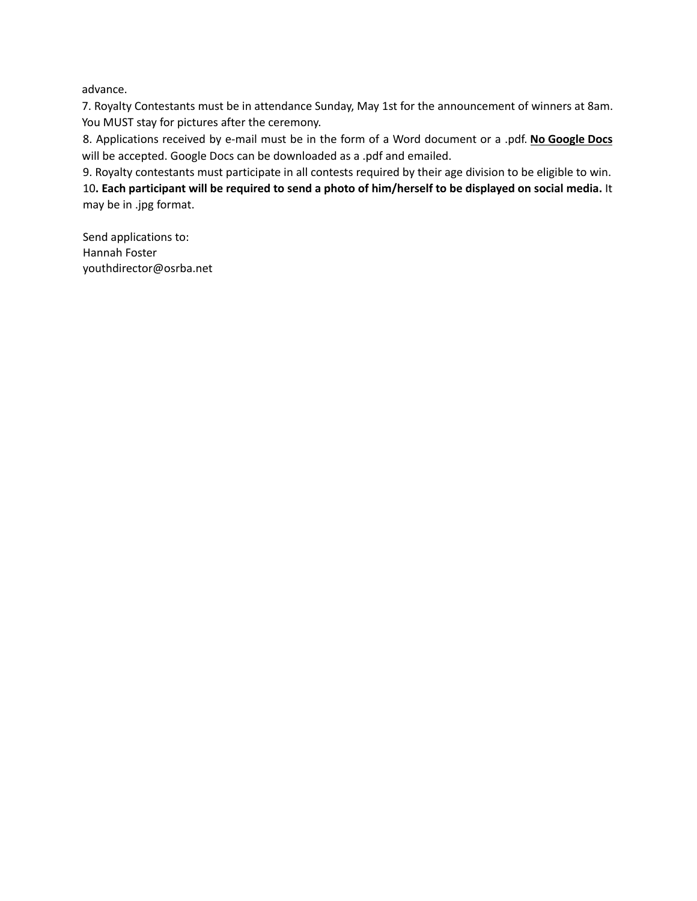advance.

7. Royalty Contestants must be in attendance Sunday, May 1st for the announcement of winners at 8am. You MUST stay for pictures after the ceremony.

8. Applications received by e-mail must be in the form of a Word document or a .pdf. **<u>No Google Docs</u>** will be accepted. Google Docs can be downloaded as a .pdf and emailed.

9. Royalty contestants must participate in all contests required by their age division to be eligible to win.

10**. Each participant will be required to send a photo of him/herself to be displayed on social media.** It may be in .jpg format.

Send applications to:
Hannah Foster
youthdirector@osrba.net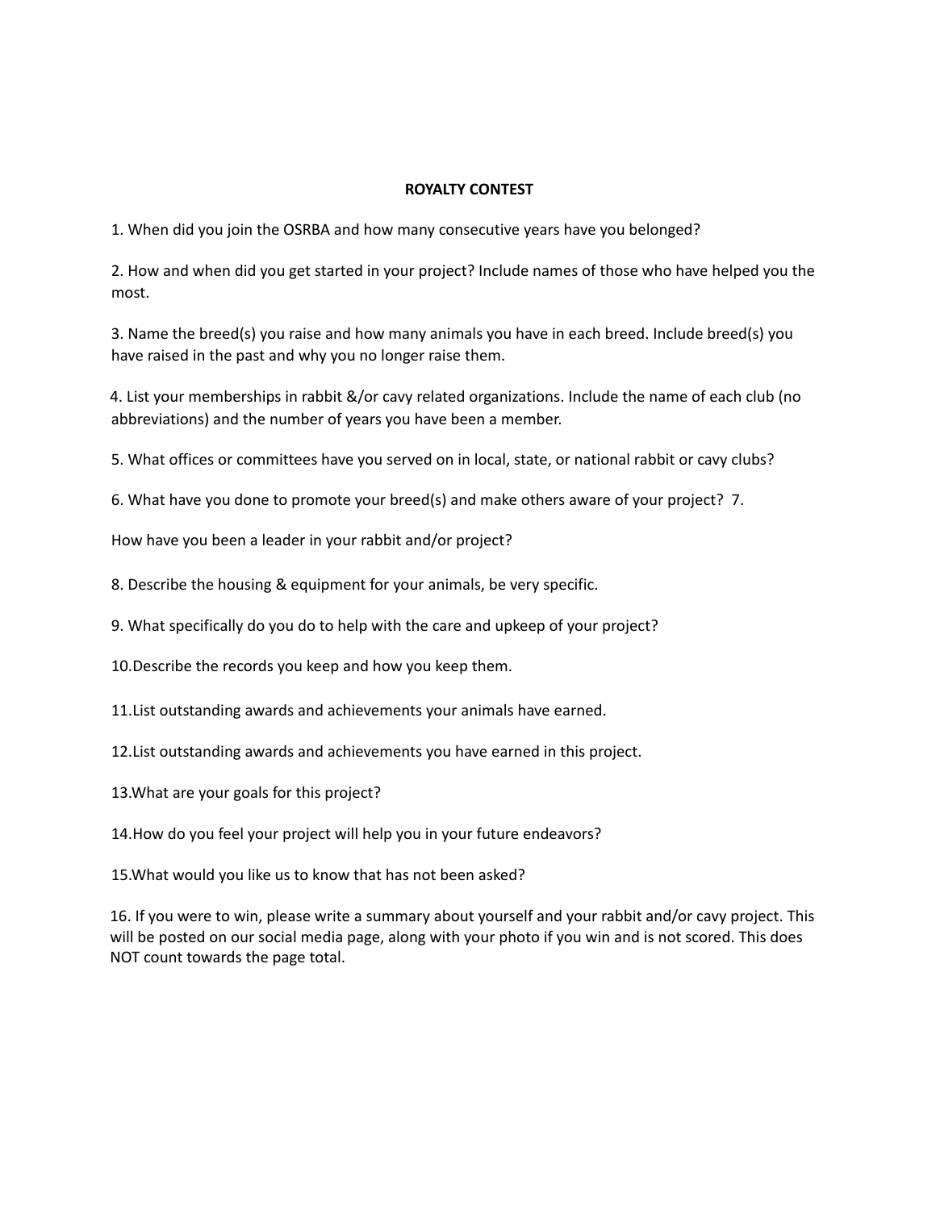**ROYALTY CONTEST**

1. When did you join the OSRBA and how many consecutive years have you belonged?

2. How and when did you get started in your project? Include names of those who have helped you the most.

3. Name the breed(s) you raise and how many animals you have in each breed. Include breed(s) you have raised in the past and why you no longer raise them.

4. List your memberships in rabbit &/or cavy related organizations. Include the name of each club (no abbreviations) and the number of years you have been a member.

5. What offices or committees have you served on in local, state, or national rabbit or cavy clubs?

6. What have you done to promote your breed(s) and make others aware of your project? 7.

How have you been a leader in your rabbit and/or project?

8. Describe the housing & equipment for your animals, be very specific.

9. What specifically do you do to help with the care and upkeep of your project?

10.Describe the records you keep and how you keep them.

11.List outstanding awards and achievements your animals have earned.

12.List outstanding awards and achievements you have earned in this project.

13.What are your goals for this project?

14.How do you feel your project will help you in your future endeavors?

15.What would you like us to know that has not been asked?

16. If you were to win, please write a summary about yourself and your rabbit and/or cavy project. This will be posted on our social media page, along with your photo if you win and is not scored. This does NOT count towards the page total.